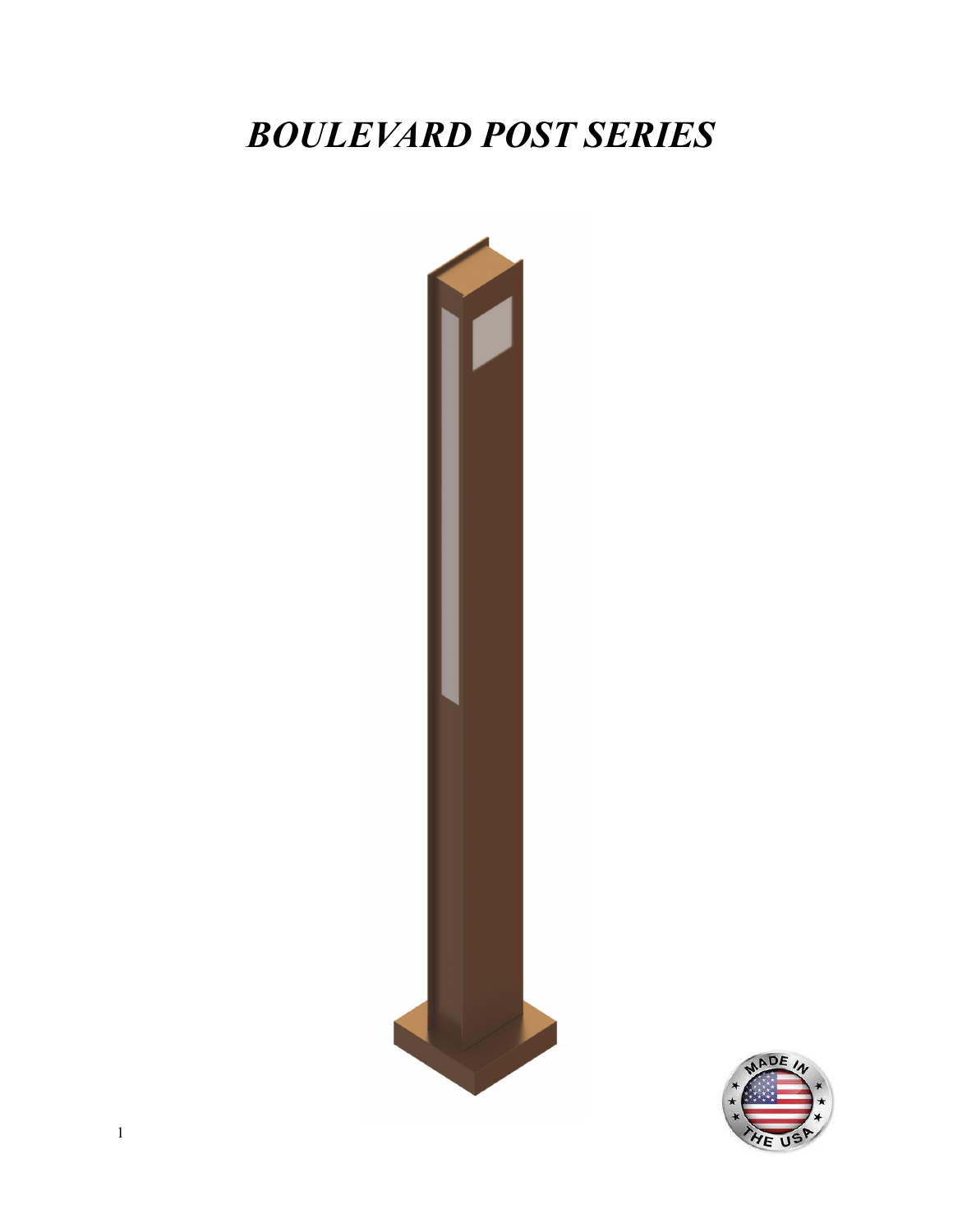# *BOULEVARD POST SERIES*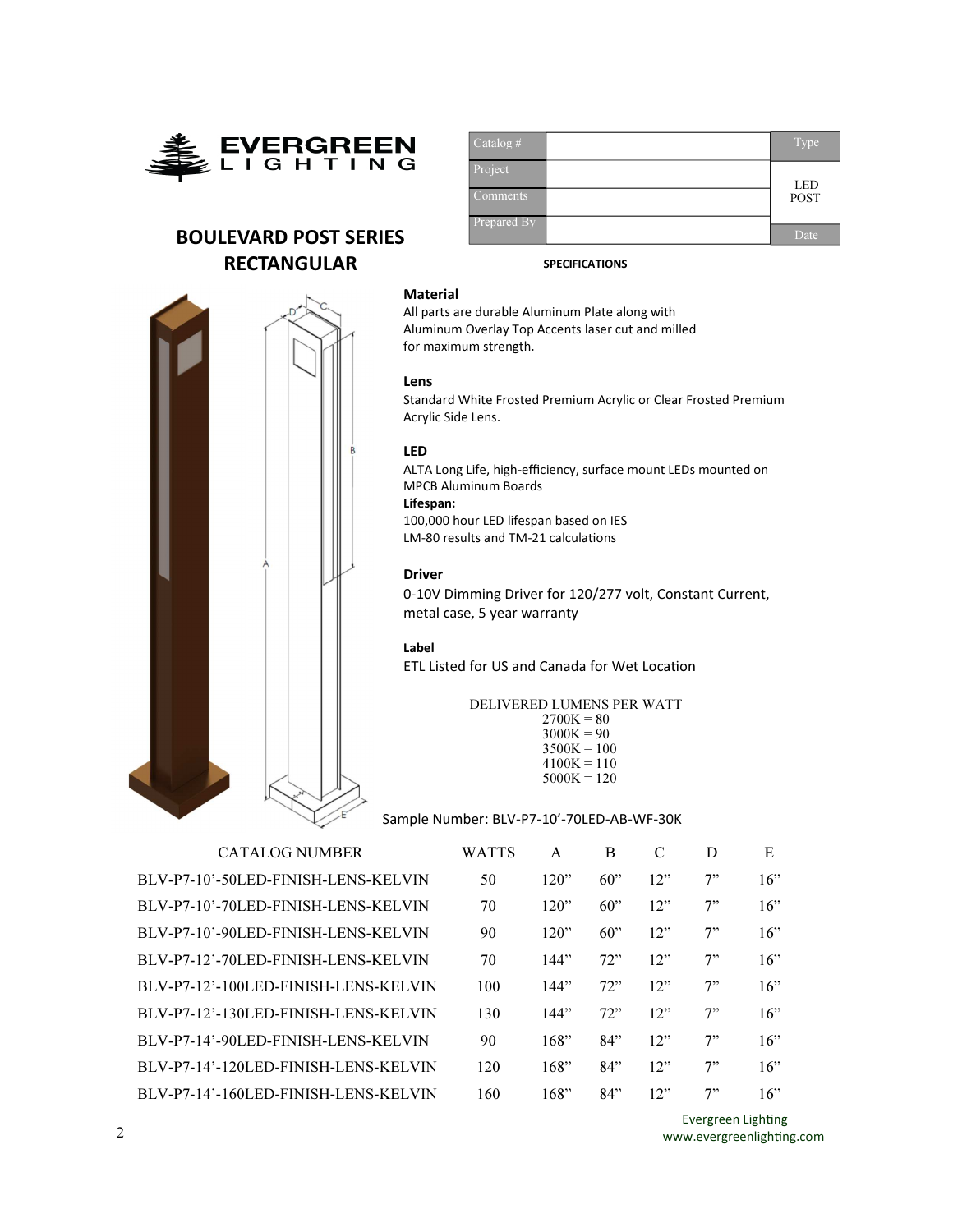EVERGREEN LIGHTING

| Catalog # | | Type |
|---|---|---|
| Project | | LED POST |
| Comments | | |
| Prepared By | | Date |

# BOULEVARD POST SERIES RECTANGULAR

**SPECIFICATIONS**

### Material

All parts are durable Aluminum Plate along with Aluminum Overlay Top Accents laser cut and milled for maximum strength.

### Lens

Standard White Frosted Premium Acrylic or Clear Frosted Premium Acrylic Side Lens.

### LED

ALTA Long Life, high-efficiency, surface mount LEDs mounted on MPCB Aluminum Boards

**Lifespan:**
100,000 hour LED lifespan based on IES LM-80 results and TM-21 calculations

### Driver

0-10V Dimming Driver for 120/277 volt, Constant Current, metal case, 5 year warranty

### Label

ETL Listed for US and Canada for Wet Location

DELIVERED LUMENS PER WATT
2700K = 80
3000K = 90
3500K = 100
4100K = 110
5000K = 120

Sample Number: BLV-P7-10'-70LED-AB-WF-30K

| CATALOG NUMBER | WATTS | A | B | C | D | E |
|---|---|---|---|---|---|---|
| BLV-P7-10'-50LED-FINISH-LENS-KELVIN | 50 | 120" | 60" | 12" | 7" | 16" |
| BLV-P7-10'-70LED-FINISH-LENS-KELVIN | 70 | 120" | 60" | 12" | 7" | 16" |
| BLV-P7-10'-90LED-FINISH-LENS-KELVIN | 90 | 120" | 60" | 12" | 7" | 16" |
| BLV-P7-12'-70LED-FINISH-LENS-KELVIN | 70 | 144" | 72" | 12" | 7" | 16" |
| BLV-P7-12'-100LED-FINISH-LENS-KELVIN | 100 | 144" | 72" | 12" | 7" | 16" |
| BLV-P7-12'-130LED-FINISH-LENS-KELVIN | 130 | 144" | 72" | 12" | 7" | 16" |
| BLV-P7-14'-90LED-FINISH-LENS-KELVIN | 90 | 168" | 84" | 12" | 7" | 16" |
| BLV-P7-14'-120LED-FINISH-LENS-KELVIN | 120 | 168" | 84" | 12" | 7" | 16" |
| BLV-P7-14'-160LED-FINISH-LENS-KELVIN | 160 | 168" | 84" | 12" | 7" | 16" |

Evergreen Lighting
www.evergreenlighting.com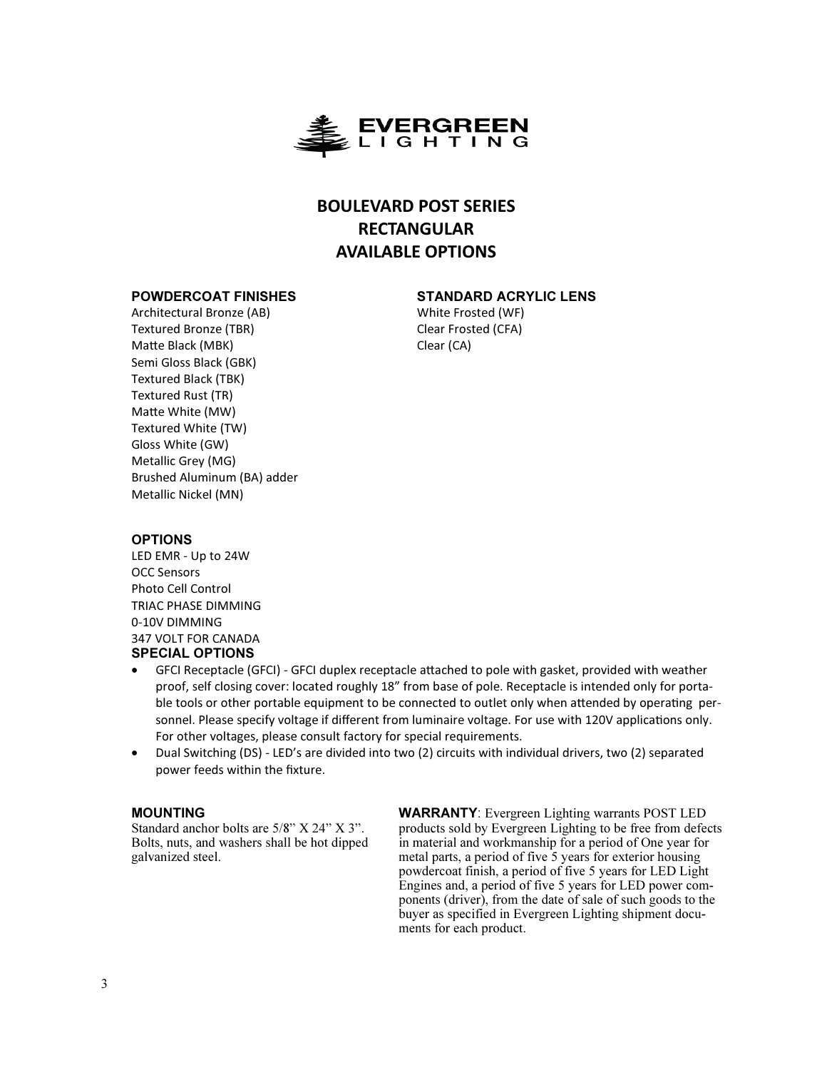EVERGREEN LIGHTING

# BOULEVARD POST SERIES
# RECTANGULAR
# AVAILABLE OPTIONS

### POWDERCOAT FINISHES

Architectural Bronze (AB)
Textured Bronze (TBR)
Matte Black (MBK)
Semi Gloss Black (GBK)
Textured Black (TBK)
Textured Rust (TR)
Matte White (MW)
Textured White (TW)
Gloss White (GW)
Metallic Grey (MG)
Brushed Aluminum (BA) adder
Metallic Nickel (MN)

### STANDARD ACRYLIC LENS

White Frosted (WF)
Clear Frosted (CFA)
Clear (CA)

### OPTIONS

LED EMR - Up to 24W
OCC Sensors
Photo Cell Control
TRIAC PHASE DIMMING
0-10V DIMMING
347 VOLT FOR CANADA

### SPECIAL OPTIONS

- GFCI Receptacle (GFCI) - GFCI duplex receptacle attached to pole with gasket, provided with weather proof, self closing cover: located roughly 18" from base of pole. Receptacle is intended only for portable tools or other portable equipment to be connected to outlet only when attended by operating personnel. Please specify voltage if different from luminaire voltage. For use with 120V applications only. For other voltages, please consult factory for special requirements.
- Dual Switching (DS) - LED's are divided into two (2) circuits with individual drivers, two (2) separated power feeds within the fixture.

### MOUNTING

Standard anchor bolts are 5/8" X 24" X 3". Bolts, nuts, and washers shall be hot dipped galvanized steel.

**WARRANTY**: Evergreen Lighting warrants POST LED products sold by Evergreen Lighting to be free from defects in material and workmanship for a period of One year for metal parts, a period of five 5 years for exterior housing powdercoat finish, a period of five 5 years for LED Light Engines and, a period of five 5 years for LED power components (driver), from the date of sale of such goods to the buyer as specified in Evergreen Lighting shipment documents for each product.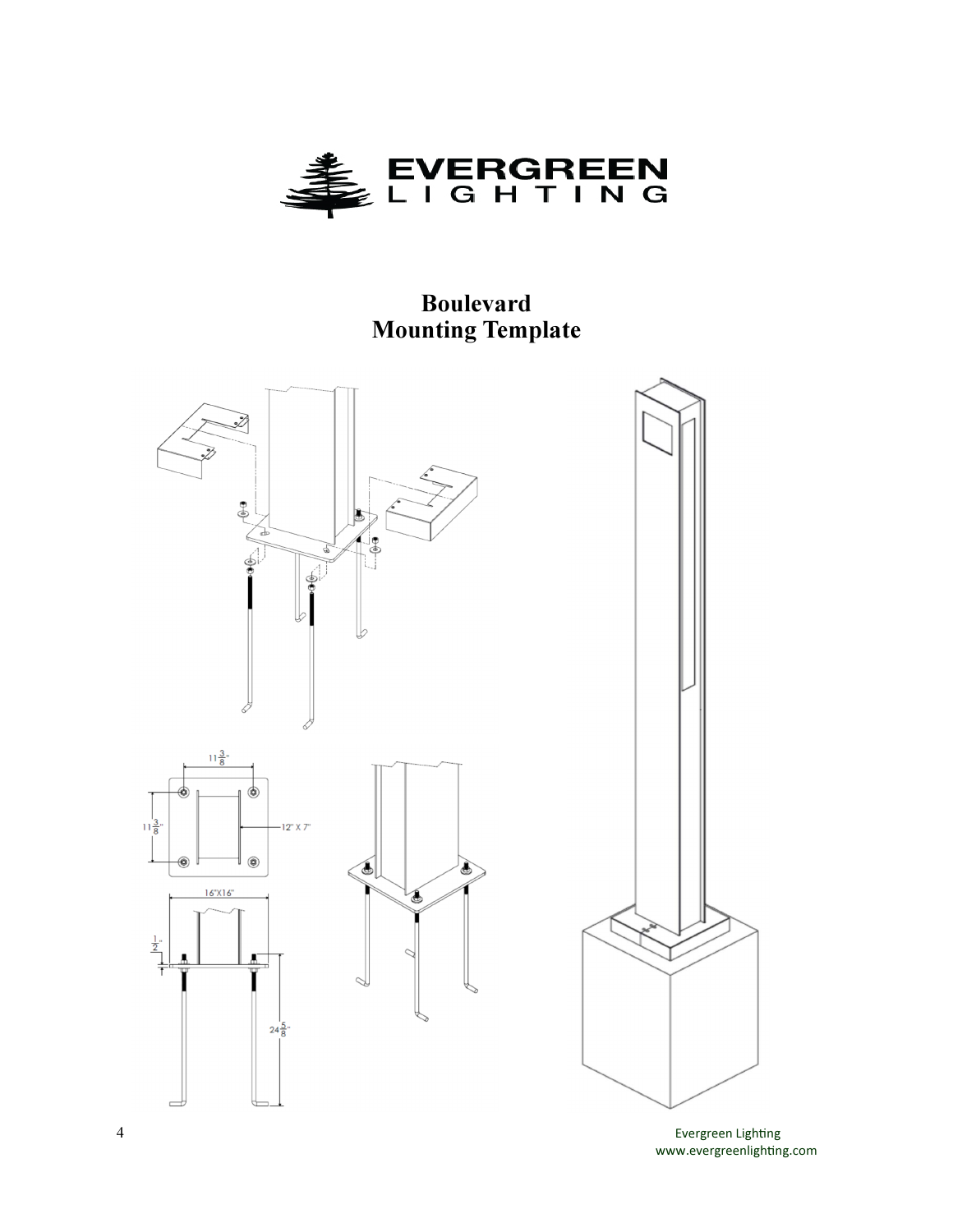# Boulevard Mounting Template

11 3/8"

11 3/8"

12" X 7"

16"X16"

1/2"

24 5/8"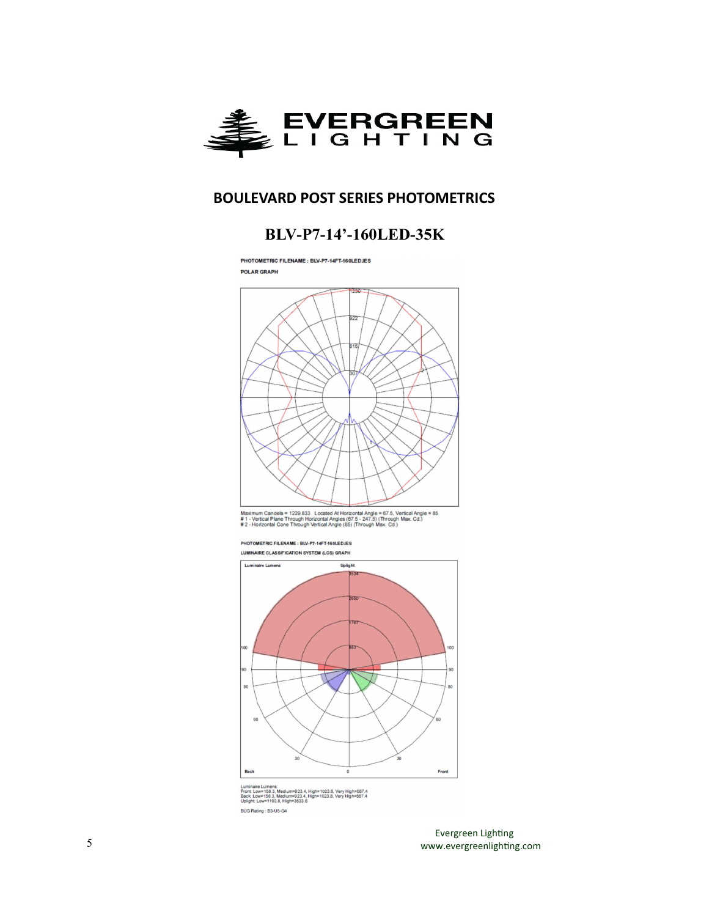# BOULEVARD POST SERIES PHOTOMETRICS

## BLV-P7-14'-160LED-35K

PHOTOMETRIC FILENAME : BLV-P7-14FT-160LEDJES

POLAR GRAPH

1230
922
615
307
2
1

Maximum Candela = 1229.833 Located At Horizontal Angle = 67.5, Vertical Angle = 85
# 1 - Vertical Plane Through Horizontal Angles (67.5 - 247.5) (Through Max. Cd.)
# 2 - Horizontal Cone Through Vertical Angle (85) (Through Max. Cd.)

PHOTOMETRIC FILENAME : BLV-P7-14FT-160LEDJES

LUMINAIRE CLASSIFICATION SYSTEM (LCS) GRAPH

Luminaire Lumens
Uplight
3534
2650
1767
883
100
100
90
90
80
80
60
60
30
30
0
Back
Front

Luminaire Lumens:
Front: Low=158.3, Medium=923.4, High=1023.8, Very High=567.4
Back: Low=158.3, Medium=923.4, High=1023.8, Very High=567.4
Uplight: Low=1103.8, High=3533.6

BUG Rating : B3-U5-G4

Evergreen Lighting
www.evergreenlighting.com